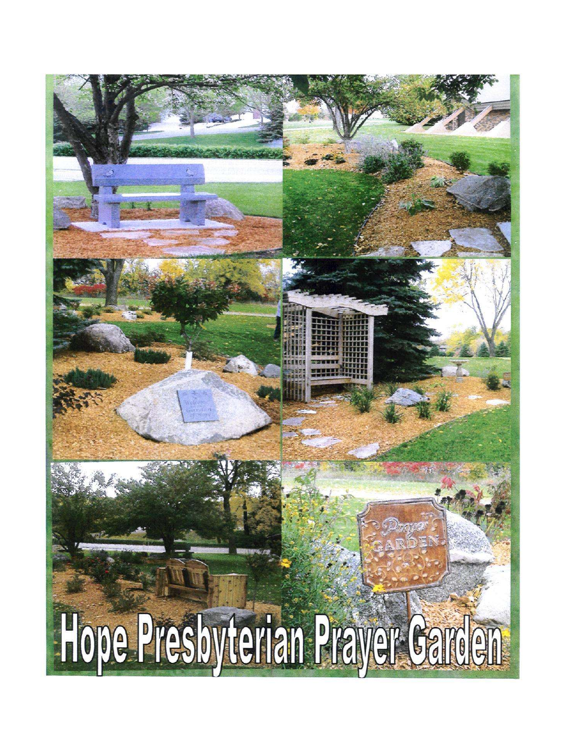# Hope Presbyterian Prayer Garden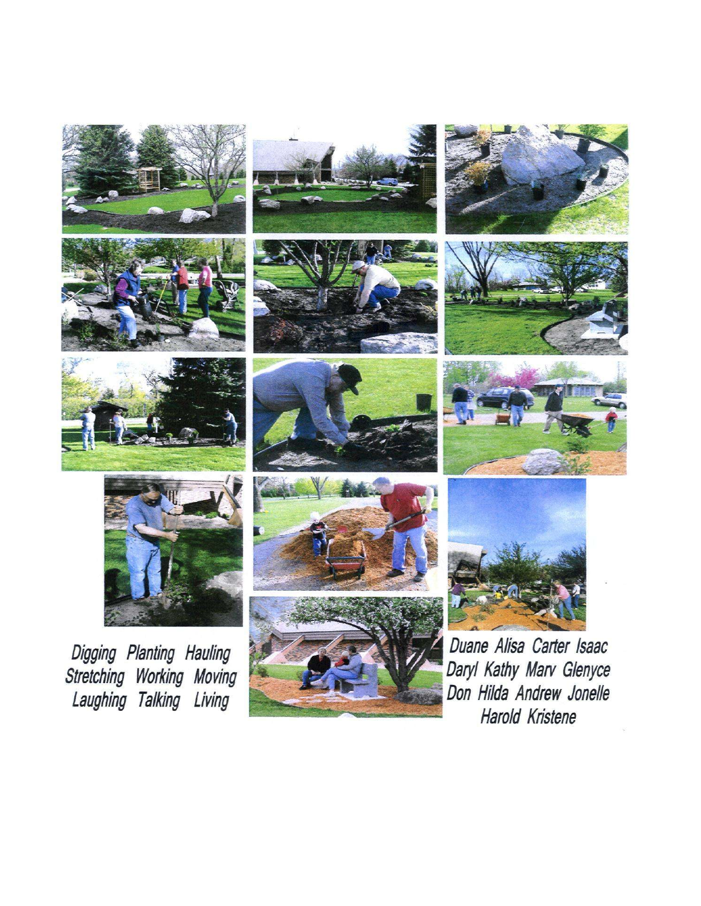*Digging Planting Hauling*
*Stretching Working Moving*
*Laughing Talking Living*

*Duane Alisa Carter Isaac*
*Daryl Kathy Marv Glenyce*
*Don Hilda Andrew Jonelle*
*Harold Kristene*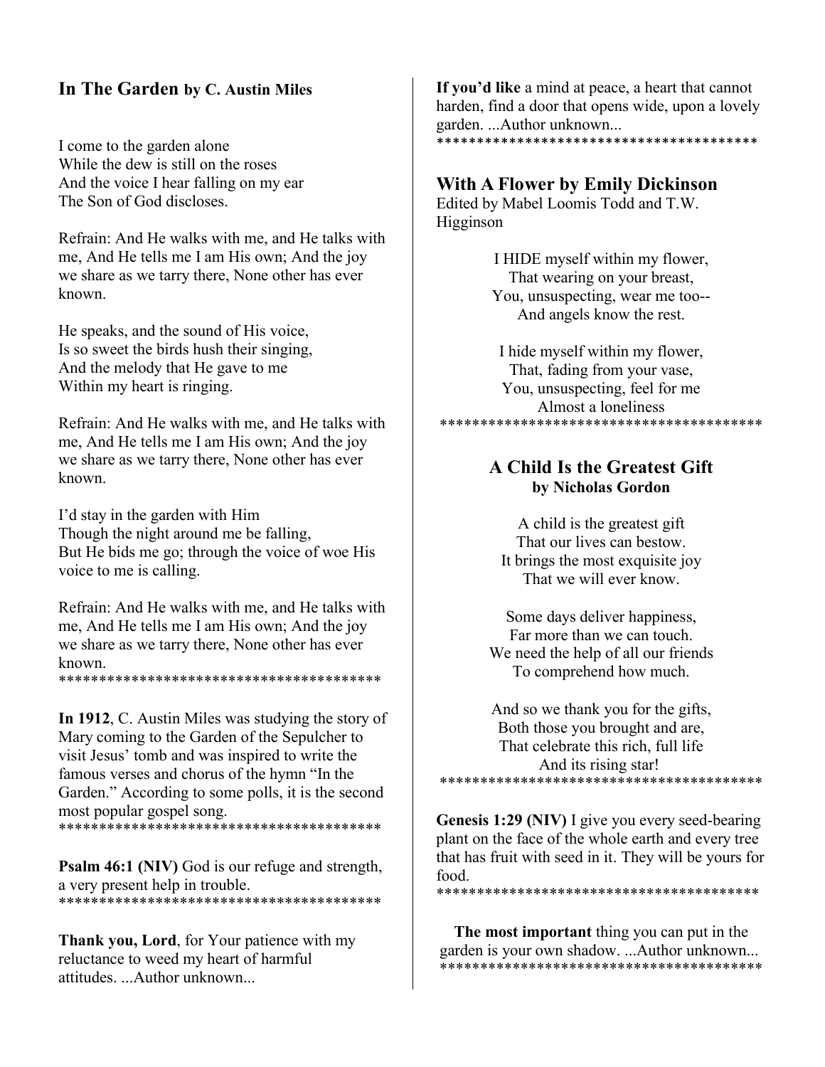## In The Garden by C. Austin Miles

I come to the garden alone
While the dew is still on the roses
And the voice I hear falling on my ear
The Son of God discloses.

Refrain: And He walks with me, and He talks with me, And He tells me I am His own; And the joy we share as we tarry there, None other has ever known.

He speaks, and the sound of His voice,
Is so sweet the birds hush their singing,
And the melody that He gave to me
Within my heart is ringing.

Refrain: And He walks with me, and He talks with me, And He tells me I am His own; And the joy we share as we tarry there, None other has ever known.

I'd stay in the garden with Him
Though the night around me be falling,
But He bids me go; through the voice of woe His voice to me is calling.

Refrain: And He walks with me, and He talks with me, And He tells me I am His own; And the joy we share as we tarry there, None other has ever known.

****************************************

**In 1912**, C. Austin Miles was studying the story of Mary coming to the Garden of the Sepulcher to visit Jesus' tomb and was inspired to write the famous verses and chorus of the hymn "In the Garden." According to some polls, it is the second most popular gospel song.

****************************************

**Psalm 46:1 (NIV)** God is our refuge and strength, a very present help in trouble.

****************************************

**Thank you, Lord**, for Your patience with my reluctance to weed my heart of harmful attitudes. ...Author unknown...

**If you'd like** a mind at peace, a heart that cannot harden, find a door that opens wide, upon a lovely garden. ...Author unknown...

****************************************

## With A Flower by Emily Dickinson

Edited by Mabel Loomis Todd and T.W. Higginson

I HIDE myself within my flower,
That wearing on your breast,
You, unsuspecting, wear me too--
And angels know the rest.

I hide myself within my flower,
That, fading from your vase,
You, unsuspecting, feel for me
Almost a loneliness

****************************************

## A Child Is the Greatest Gift
**by Nicholas Gordon**

A child is the greatest gift
That our lives can bestow.
It brings the most exquisite joy
That we will ever know.

Some days deliver happiness,
Far more than we can touch.
We need the help of all our friends
To comprehend how much.

And so we thank you for the gifts,
Both those you brought and are,
That celebrate this rich, full life
And its rising star!

****************************************

**Genesis 1:29 (NIV)** I give you every seed-bearing plant on the face of the whole earth and every tree that has fruit with seed in it. They will be yours for food.

****************************************

**The most important** thing you can put in the garden is your own shadow. ...Author unknown...

****************************************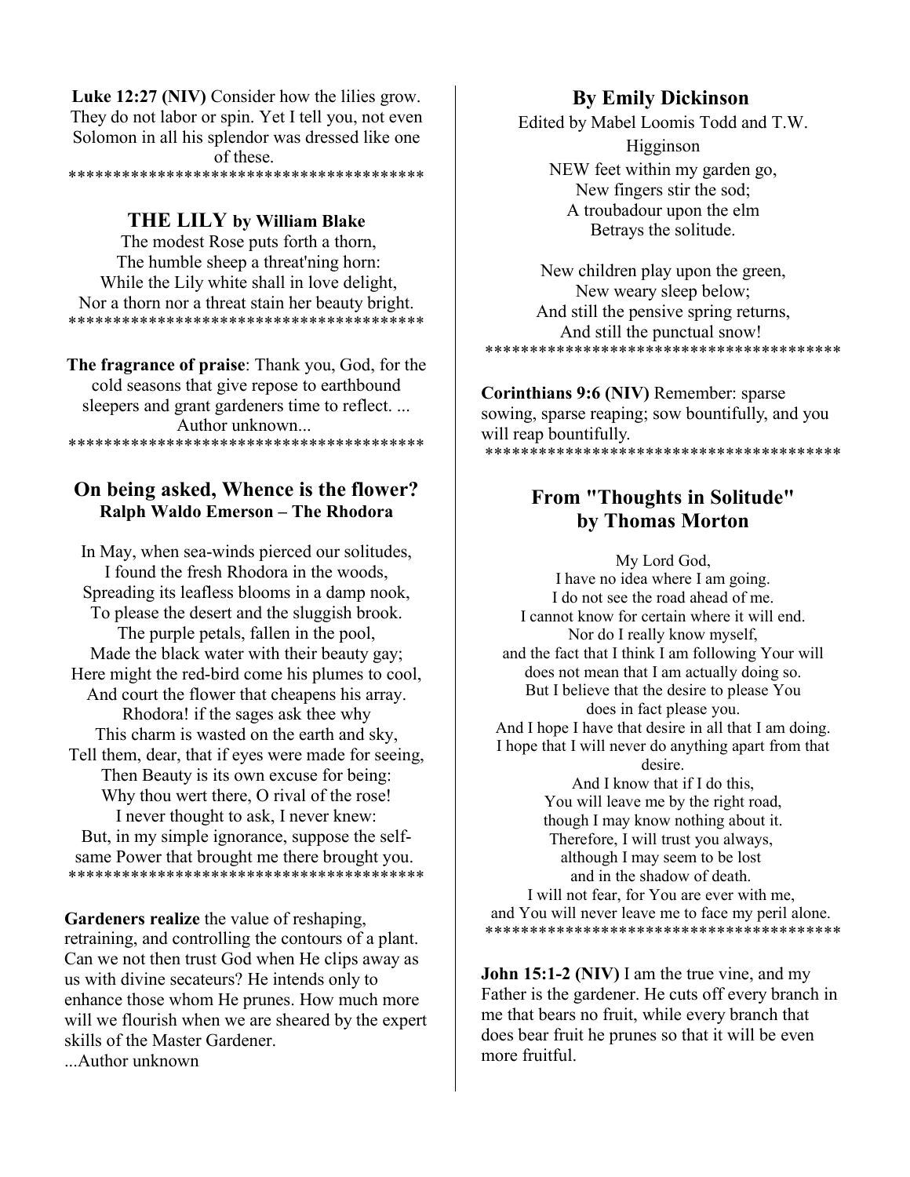**Luke 12:27 (NIV)** Consider how the lilies grow. They do not labor or spin. Yet I tell you, not even Solomon in all his splendor was dressed like one of these.

****************************************

## THE LILY by William Blake

The modest Rose puts forth a thorn,  
The humble sheep a threat'ning horn:  
While the Lily white shall in love delight,  
Nor a thorn nor a threat stain her beauty bright.

****************************************

**The fragrance of praise**: Thank you, God, for the cold seasons that give repose to earthbound sleepers and grant gardeners time to reflect. ... Author unknown...

****************************************

## On being asked, Whence is the flower?

**Ralph Waldo Emerson – The Rhodora**

In May, when sea-winds pierced our solitudes,  
I found the fresh Rhodora in the woods,  
Spreading its leafless blooms in a damp nook,  
To please the desert and the sluggish brook.  
The purple petals, fallen in the pool,  
Made the black water with their beauty gay;  
Here might the red-bird come his plumes to cool,  
And court the flower that cheapens his array.  
Rhodora! if the sages ask thee why  
This charm is wasted on the earth and sky,  
Tell them, dear, that if eyes were made for seeing,  
Then Beauty is its own excuse for being:  
Why thou wert there, O rival of the rose!  
I never thought to ask, I never knew:  
But, in my simple ignorance, suppose the self-same Power that brought me there brought you.

****************************************

**Gardeners realize** the value of reshaping, retraining, and controlling the contours of a plant. Can we not then trust God when He clips away as us with divine secateurs? He intends only to enhance those whom He prunes. How much more will we flourish when we are sheared by the expert skills of the Master Gardener.  
...Author unknown

## By Emily Dickinson

Edited by Mabel Loomis Todd and T.W. Higginson

NEW feet within my garden go,  
New fingers stir the sod;  
A troubadour upon the elm  
Betrays the solitude.

New children play upon the green,  
New weary sleep below;  
And still the pensive spring returns,  
And still the punctual snow!

****************************************

**Corinthians 9:6 (NIV)** Remember: sparse sowing, sparse reaping; sow bountifully, and you will reap bountifully.

****************************************

## From "Thoughts in Solitude" by Thomas Morton

My Lord God,  
I have no idea where I am going.  
I do not see the road ahead of me.  
I cannot know for certain where it will end.  
Nor do I really know myself,  
and the fact that I think I am following Your will  
does not mean that I am actually doing so.  
But I believe that the desire to please You  
does in fact please you.  
And I hope I have that desire in all that I am doing.  
I hope that I will never do anything apart from that desire.  
And I know that if I do this,  
You will leave me by the right road,  
though I may know nothing about it.  
Therefore, I will trust you always,  
although I may seem to be lost  
and in the shadow of death.  
I will not fear, for You are ever with me,  
and You will never leave me to face my peril alone.

****************************************

**John 15:1-2 (NIV)** I am the true vine, and my Father is the gardener. He cuts off every branch in me that bears no fruit, while every branch that does bear fruit he prunes so that it will be even more fruitful.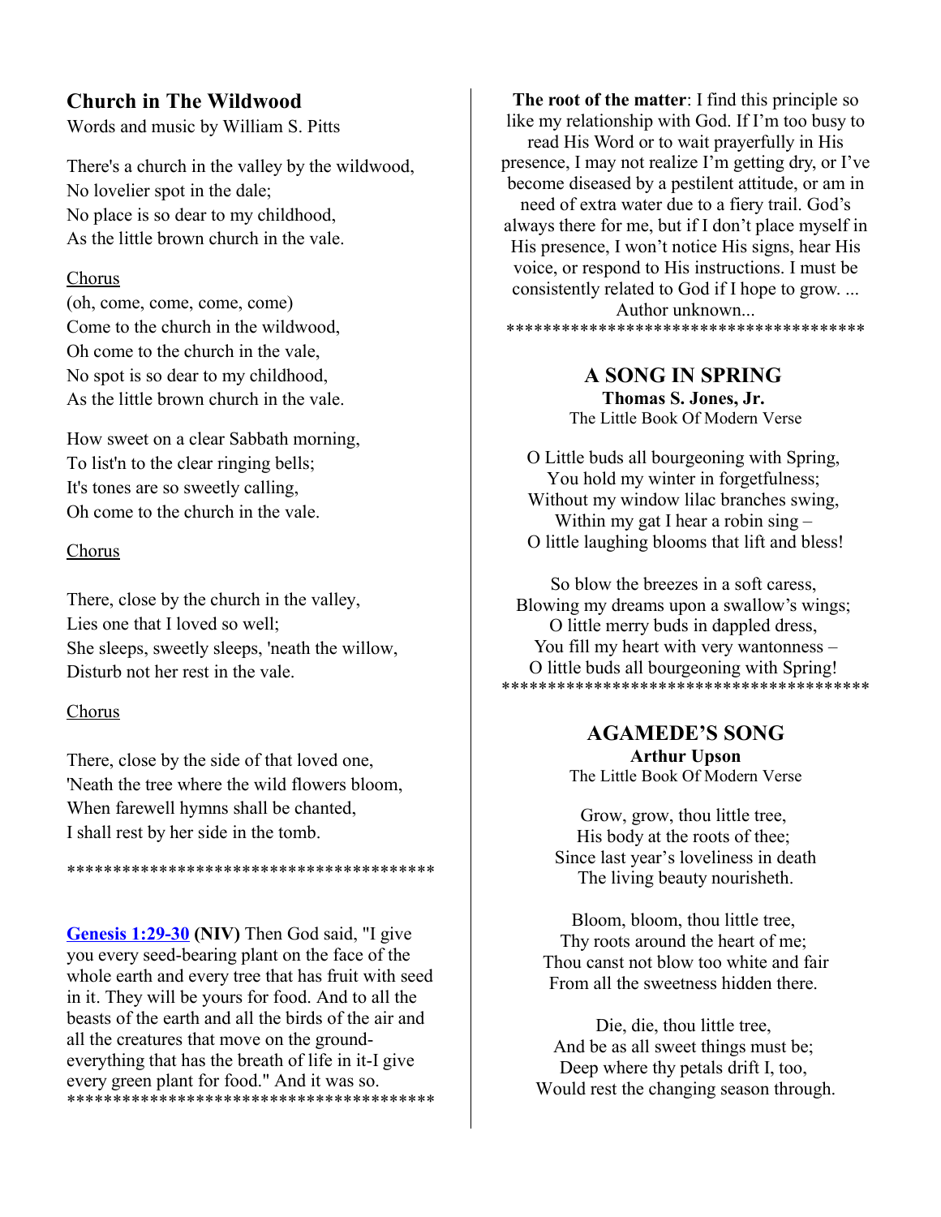## Church in The Wildwood

Words and music by William S. Pitts

There's a church in the valley by the wildwood,
No lovelier spot in the dale;
No place is so dear to my childhood,
As the little brown church in the vale.

Chorus

(oh, come, come, come, come)
Come to the church in the wildwood,
Oh come to the church in the vale,
No spot is so dear to my childhood,
As the little brown church in the vale.

How sweet on a clear Sabbath morning,
To list'n to the clear ringing bells;
It's tones are so sweetly calling,
Oh come to the church in the vale.

Chorus

There, close by the church in the valley,
Lies one that I loved so well;
She sleeps, sweetly sleeps, 'neath the willow,
Disturb not her rest in the vale.

Chorus

There, close by the side of that loved one,
'Neath the tree where the wild flowers bloom,
When farewell hymns shall be chanted,
I shall rest by her side in the tomb.

****************************************

**Genesis 1:29-30 (NIV)** Then God said, "I give you every seed-bearing plant on the face of the whole earth and every tree that has fruit with seed in it. They will be yours for food. And to all the beasts of the earth and all the birds of the air and all the creatures that move on the ground- everything that has the breath of life in it-I give every green plant for food." And it was so.

****************************************

**The root of the matter**: I find this principle so like my relationship with God. If I'm too busy to read His Word or to wait prayerfully in His presence, I may not realize I'm getting dry, or I've become diseased by a pestilent attitude, or am in need of extra water due to a fiery trail. God's always there for me, but if I don't place myself in His presence, I won't notice His signs, hear His voice, or respond to His instructions. I must be consistently related to God if I hope to grow. ... Author unknown...

****************************************

### A SONG IN SPRING

**Thomas S. Jones, Jr.**
The Little Book Of Modern Verse

O Little buds all bourgeoning with Spring,
You hold my winter in forgetfulness;
Without my window lilac branches swing,
Within my gat I hear a robin sing –
O little laughing blooms that lift and bless!

So blow the breezes in a soft caress,
Blowing my dreams upon a swallow's wings;
O little merry buds in dappled dress,
You fill my heart with very wantonness –
O little buds all bourgeoning with Spring!

****************************************

### AGAMEDE'S SONG

**Arthur Upson**
The Little Book Of Modern Verse

Grow, grow, thou little tree,
His body at the roots of thee;
Since last year's loveliness in death
The living beauty nourisheth.

Bloom, bloom, thou little tree,
Thy roots around the heart of me;
Thou canst not blow too white and fair
From all the sweetness hidden there.

Die, die, thou little tree,
And be as all sweet things must be;
Deep where thy petals drift I, too,
Would rest the changing season through.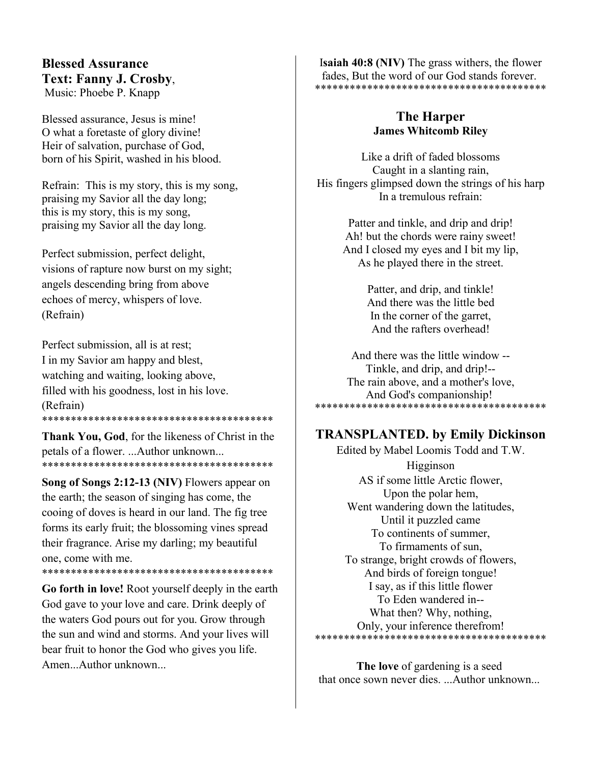**Blessed Assurance**
**Text: Fanny J. Crosby**,
Music: Phoebe P. Knapp

Blessed assurance, Jesus is mine!
O what a foretaste of glory divine!
Heir of salvation, purchase of God,
born of his Spirit, washed in his blood.

Refrain: This is my story, this is my song,
praising my Savior all the day long;
this is my story, this is my song,
praising my Savior all the day long.

Perfect submission, perfect delight,
visions of rapture now burst on my sight;
angels descending bring from above
echoes of mercy, whispers of love.
(Refrain)

Perfect submission, all is at rest;
I in my Savior am happy and blest,
watching and waiting, looking above,
filled with his goodness, lost in his love.
(Refrain)

****************************************

**Thank You, God**, for the likeness of Christ in the petals of a flower. ...Author unknown...

****************************************

**Song of Songs 2:12-13 (NIV)** Flowers appear on the earth; the season of singing has come, the cooing of doves is heard in our land. The fig tree forms its early fruit; the blossoming vines spread their fragrance. Arise my darling; my beautiful one, come with me.

****************************************

**Go forth in love!** Root yourself deeply in the earth God gave to your love and care. Drink deeply of the waters God pours out for you. Grow through the sun and wind and storms. And your lives will bear fruit to honor the God who gives you life. Amen...Author unknown...

**Isaiah 40:8 (NIV)** The grass withers, the flower fades, But the word of our God stands forever.

****************************************

## The Harper
**James Whitcomb Riley**

Like a drift of faded blossoms
Caught in a slanting rain,
His fingers glimpsed down the strings of his harp
In a tremulous refrain:

Patter and tinkle, and drip and drip!
Ah! but the chords were rainy sweet!
And I closed my eyes and I bit my lip,
As he played there in the street.

Patter, and drip, and tinkle!
And there was the little bed
In the corner of the garret,
And the rafters overhead!

And there was the little window --
Tinkle, and drip, and drip!--
The rain above, and a mother's love,
And God's companionship!

****************************************

## TRANSPLANTED. by Emily Dickinson

Edited by Mabel Loomis Todd and T.W. Higginson

AS if some little Arctic flower,
Upon the polar hem,
Went wandering down the latitudes,
Until it puzzled came
To continents of summer,
To firmaments of sun,
To strange, bright crowds of flowers,
And birds of foreign tongue!
I say, as if this little flower
To Eden wandered in--
What then? Why, nothing,
Only, your inference therefrom!

****************************************

**The love** of gardening is a seed
that once sown never dies. ...Author unknown...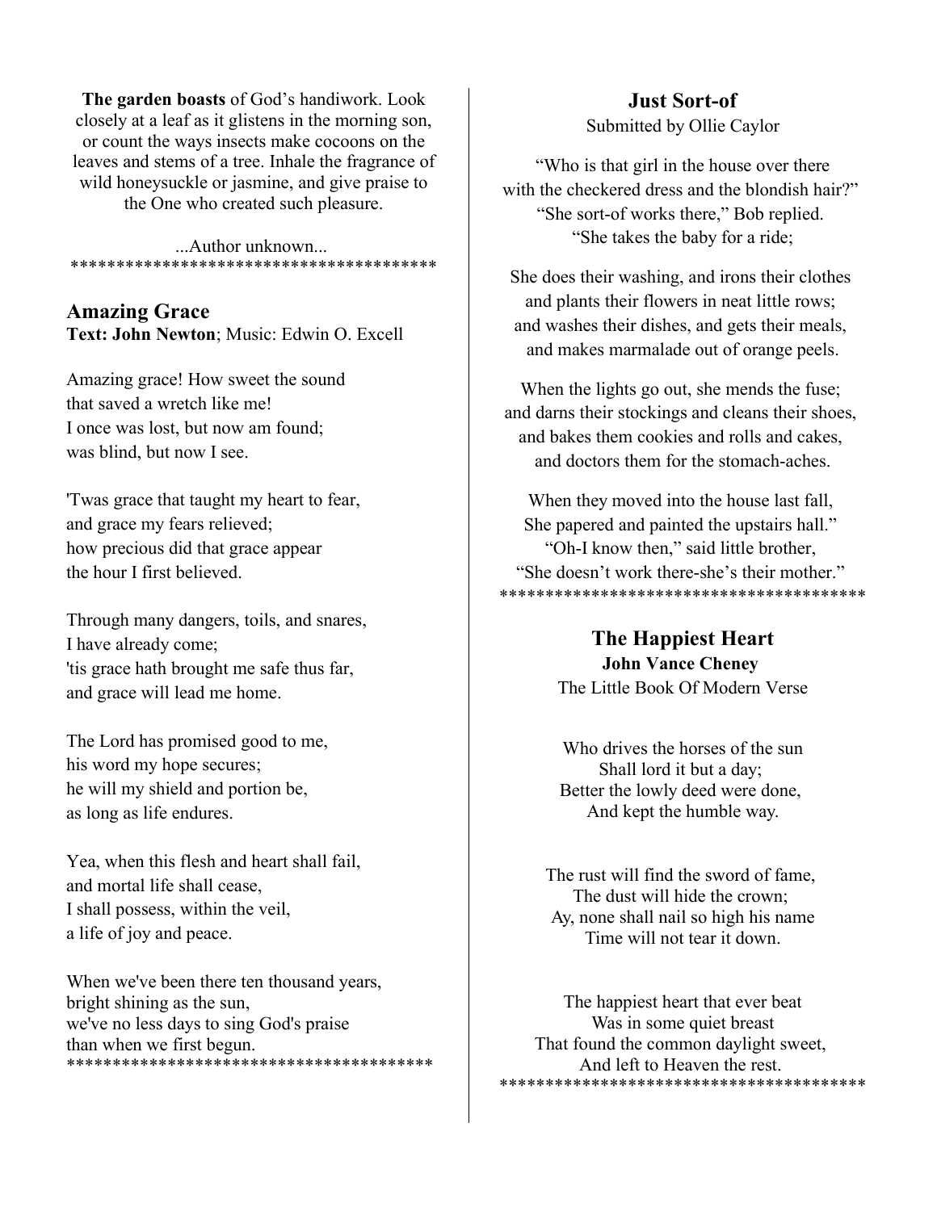**The garden boasts** of God's handiwork. Look closely at a leaf as it glistens in the morning son, or count the ways insects make cocoons on the leaves and stems of a tree. Inhale the fragrance of wild honeysuckle or jasmine, and give praise to the One who created such pleasure.

...Author unknown...

****************************************

## Amazing Grace

**Text: John Newton**; Music: Edwin O. Excell

Amazing grace! How sweet the sound
that saved a wretch like me!
I once was lost, but now am found;
was blind, but now I see.

'Twas grace that taught my heart to fear,
and grace my fears relieved;
how precious did that grace appear
the hour I first believed.

Through many dangers, toils, and snares,
I have already come;
'tis grace hath brought me safe thus far,
and grace will lead me home.

The Lord has promised good to me,
his word my hope secures;
he will my shield and portion be,
as long as life endures.

Yea, when this flesh and heart shall fail,
and mortal life shall cease,
I shall possess, within the veil,
a life of joy and peace.

When we've been there ten thousand years,
bright shining as the sun,
we've no less days to sing God's praise
than when we first begun.

****************************************

## Just Sort-of

Submitted by Ollie Caylor

"Who is that girl in the house over there
with the checkered dress and the blondish hair?"
"She sort-of works there," Bob replied.
"She takes the baby for a ride;

She does their washing, and irons their clothes
and plants their flowers in neat little rows;
and washes their dishes, and gets their meals,
and makes marmalade out of orange peels.

When the lights go out, she mends the fuse;
and darns their stockings and cleans their shoes,
and bakes them cookies and rolls and cakes,
and doctors them for the stomach-aches.

When they moved into the house last fall,
She papered and painted the upstairs hall."
"Oh-I know then," said little brother,
"She doesn't work there-she's their mother."

****************************************

## The Happiest Heart

**John Vance Cheney**

The Little Book Of Modern Verse

Who drives the horses of the sun
Shall lord it but a day;
Better the lowly deed were done,
And kept the humble way.

The rust will find the sword of fame,
The dust will hide the crown;
Ay, none shall nail so high his name
Time will not tear it down.

The happiest heart that ever beat
Was in some quiet breast
That found the common daylight sweet,
And left to Heaven the rest.

****************************************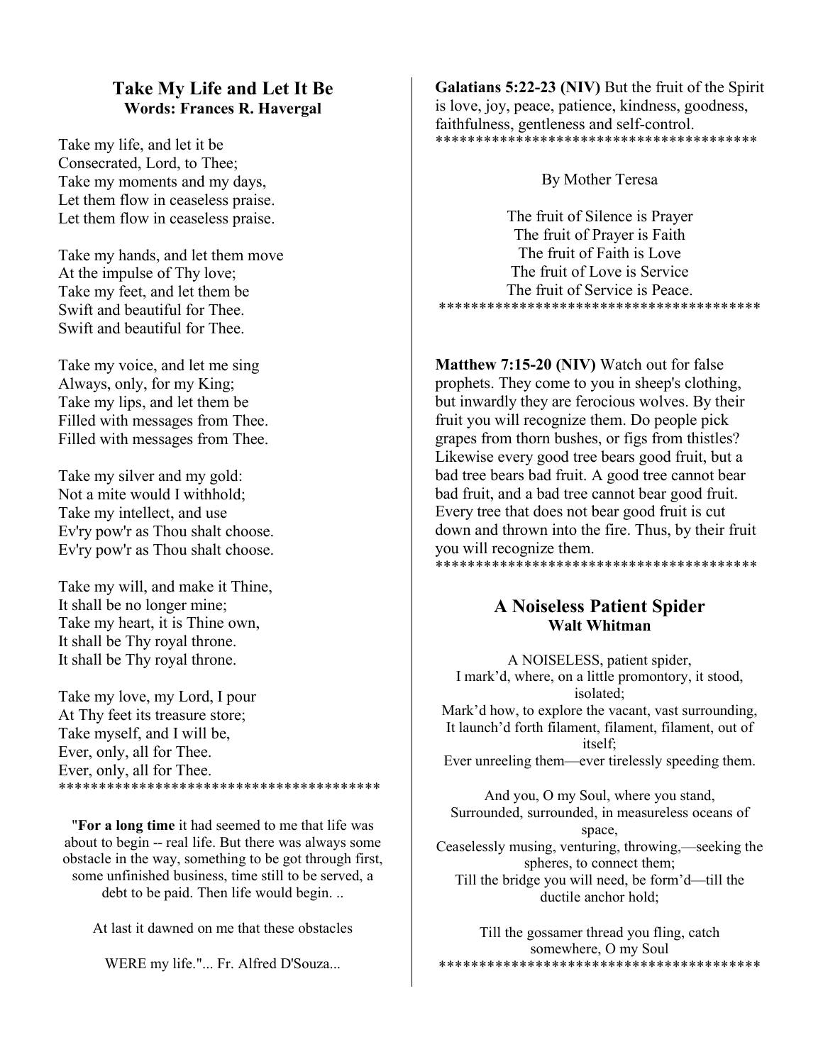## Take My Life and Let It Be

**Words: Frances R. Havergal**

Take my life, and let it be
Consecrated, Lord, to Thee;
Take my moments and my days,
Let them flow in ceaseless praise.
Let them flow in ceaseless praise.

Take my hands, and let them move
At the impulse of Thy love;
Take my feet, and let them be
Swift and beautiful for Thee.
Swift and beautiful for Thee.

Take my voice, and let me sing
Always, only, for my King;
Take my lips, and let them be
Filled with messages from Thee.
Filled with messages from Thee.

Take my silver and my gold:
Not a mite would I withhold;
Take my intellect, and use
Ev'ry pow'r as Thou shalt choose.
Ev'ry pow'r as Thou shalt choose.

Take my will, and make it Thine,
It shall be no longer mine;
Take my heart, it is Thine own,
It shall be Thy royal throne.
It shall be Thy royal throne.

Take my love, my Lord, I pour
At Thy feet its treasure store;
Take myself, and I will be,
Ever, only, all for Thee.
Ever, only, all for Thee.

****************************************

"**For a long time** it had seemed to me that life was about to begin -- real life. But there was always some obstacle in the way, something to be got through first, some unfinished business, time still to be served, a debt to be paid. Then life would begin. ..

At last it dawned on me that these obstacles

WERE my life."... Fr. Alfred D'Souza...

**Galatians 5:22-23 (NIV)** But the fruit of the Spirit is love, joy, peace, patience, kindness, goodness, faithfulness, gentleness and self-control.

****************************************

By Mother Teresa

The fruit of Silence is Prayer
The fruit of Prayer is Faith
The fruit of Faith is Love
The fruit of Love is Service
The fruit of Service is Peace.

****************************************

**Matthew 7:15-20 (NIV)** Watch out for false prophets. They come to you in sheep's clothing, but inwardly they are ferocious wolves. By their fruit you will recognize them. Do people pick grapes from thorn bushes, or figs from thistles? Likewise every good tree bears good fruit, but a bad tree bears bad fruit. A good tree cannot bear bad fruit, and a bad tree cannot bear good fruit. Every tree that does not bear good fruit is cut down and thrown into the fire. Thus, by their fruit you will recognize them.

****************************************

## A Noiseless Patient Spider

**Walt Whitman**

A NOISELESS, patient spider,
I mark'd, where, on a little promontory, it stood, isolated;
Mark'd how, to explore the vacant, vast surrounding,
It launch'd forth filament, filament, filament, out of itself;
Ever unreeling them—ever tirelessly speeding them.

And you, O my Soul, where you stand,
Surrounded, surrounded, in measureless oceans of space,
Ceaselessly musing, venturing, throwing,—seeking the spheres, to connect them;
Till the bridge you will need, be form'd—till the ductile anchor hold;

Till the gossamer thread you fling, catch somewhere, O my Soul

****************************************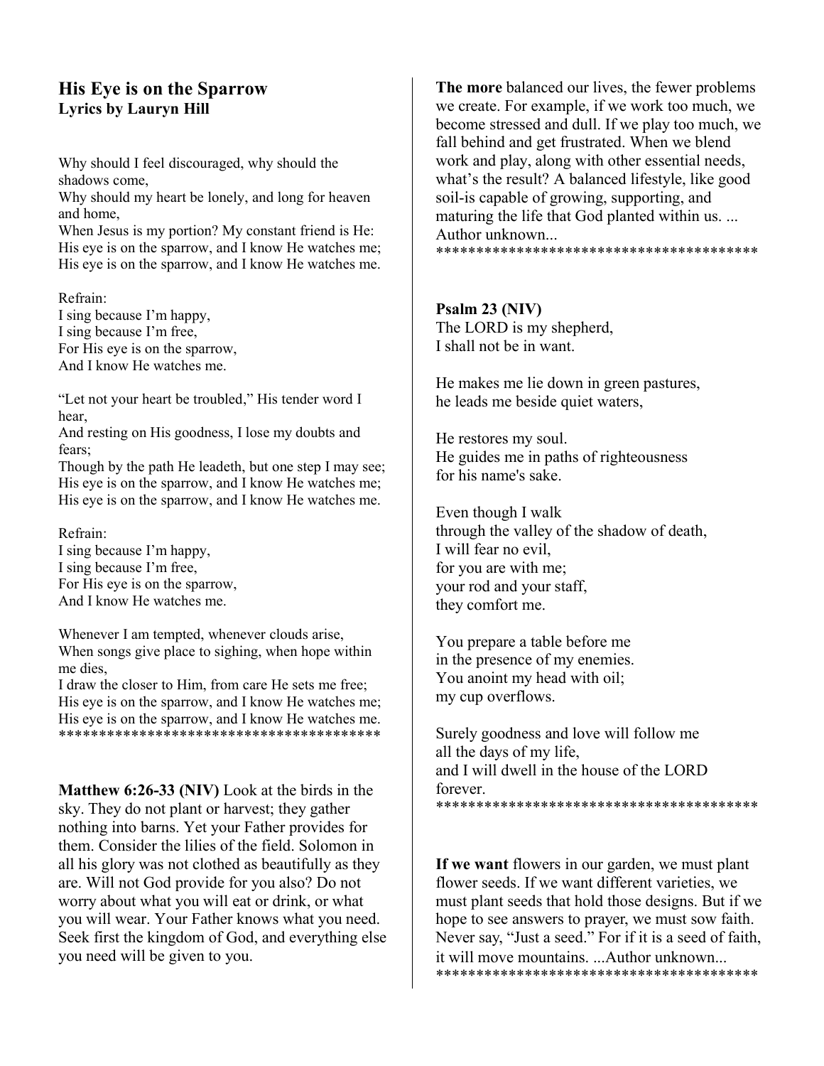## His Eye is on the Sparrow
**Lyrics by Lauryn Hill**

Why should I feel discouraged, why should the shadows come,
Why should my heart be lonely, and long for heaven and home,
When Jesus is my portion? My constant friend is He:
His eye is on the sparrow, and I know He watches me;
His eye is on the sparrow, and I know He watches me.

Refrain:
I sing because I'm happy,
I sing because I'm free,
For His eye is on the sparrow,
And I know He watches me.

"Let not your heart be troubled," His tender word I hear,
And resting on His goodness, I lose my doubts and fears;
Though by the path He leadeth, but one step I may see;
His eye is on the sparrow, and I know He watches me;
His eye is on the sparrow, and I know He watches me.

Refrain:
I sing because I'm happy,
I sing because I'm free,
For His eye is on the sparrow,
And I know He watches me.

Whenever I am tempted, whenever clouds arise,
When songs give place to sighing, when hope within me dies,
I draw the closer to Him, from care He sets me free;
His eye is on the sparrow, and I know He watches me;
His eye is on the sparrow, and I know He watches me.
****************************************

**Matthew 6:26-33 (NIV)** Look at the birds in the sky. They do not plant or harvest; they gather nothing into barns. Yet your Father provides for them. Consider the lilies of the field. Solomon in all his glory was not clothed as beautifully as they are. Will not God provide for you also? Do not worry about what you will eat or drink, or what you will wear. Your Father knows what you need. Seek first the kingdom of God, and everything else you need will be given to you.

**The more** balanced our lives, the fewer problems we create. For example, if we work too much, we become stressed and dull. If we play too much, we fall behind and get frustrated. When we blend work and play, along with other essential needs, what's the result? A balanced lifestyle, like good soil-is capable of growing, supporting, and maturing the life that God planted within us. ... Author unknown...
****************************************

**Psalm 23 (NIV)**
The LORD is my shepherd,
I shall not be in want.

He makes me lie down in green pastures,
he leads me beside quiet waters,

He restores my soul.
He guides me in paths of righteousness
for his name's sake.

Even though I walk
through the valley of the shadow of death,
I will fear no evil,
for you are with me;
your rod and your staff,
they comfort me.

You prepare a table before me
in the presence of my enemies.
You anoint my head with oil;
my cup overflows.

Surely goodness and love will follow me
all the days of my life,
and I will dwell in the house of the LORD
forever.
****************************************

**If we want** flowers in our garden, we must plant flower seeds. If we want different varieties, we must plant seeds that hold those designs. But if we hope to see answers to prayer, we must sow faith. Never say, "Just a seed." For if it is a seed of faith, it will move mountains. ...Author unknown...
****************************************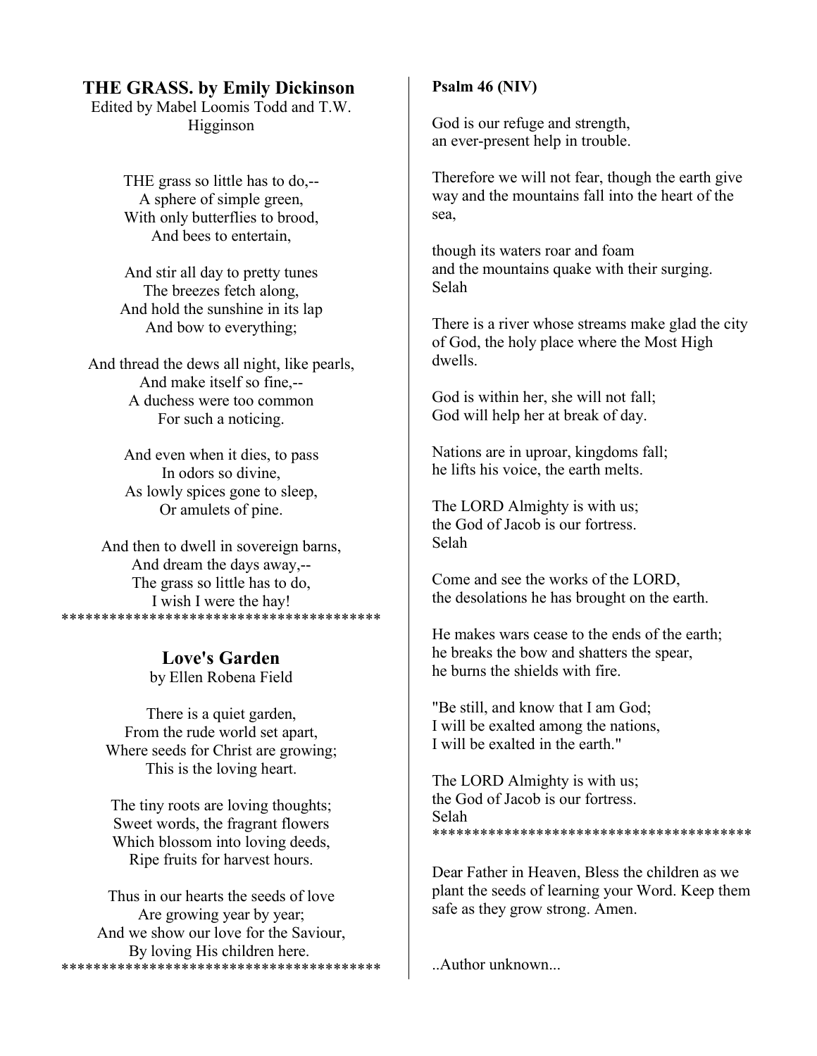**THE GRASS. by Emily Dickinson**
Edited by Mabel Loomis Todd and T.W. Higginson

THE grass so little has to do,--
A sphere of simple green,
With only butterflies to brood,
And bees to entertain,

And stir all day to pretty tunes
The breezes fetch along,
And hold the sunshine in its lap
And bow to everything;

And thread the dews all night, like pearls,
And make itself so fine,--
A duchess were too common
For such a noticing.

And even when it dies, to pass
In odors so divine,
As lowly spices gone to sleep,
Or amulets of pine.

And then to dwell in sovereign barns,
And dream the days away,--
The grass so little has to do,
I wish I were the hay!

****************************************

## Love's Garden

by Ellen Robena Field

There is a quiet garden,
From the rude world set apart,
Where seeds for Christ are growing;
This is the loving heart.

The tiny roots are loving thoughts;
Sweet words, the fragrant flowers
Which blossom into loving deeds,
Ripe fruits for harvest hours.

Thus in our hearts the seeds of love
Are growing year by year;
And we show our love for the Saviour,
By loving His children here.

****************************************

**Psalm 46 (NIV)**

God is our refuge and strength,
an ever-present help in trouble.

Therefore we will not fear, though the earth give way and the mountains fall into the heart of the sea,

though its waters roar and foam
and the mountains quake with their surging.
Selah

There is a river whose streams make glad the city of God, the holy place where the Most High dwells.

God is within her, she will not fall;
God will help her at break of day.

Nations are in uproar, kingdoms fall;
he lifts his voice, the earth melts.

The LORD Almighty is with us;
the God of Jacob is our fortress.
Selah

Come and see the works of the LORD,
the desolations he has brought on the earth.

He makes wars cease to the ends of the earth;
he breaks the bow and shatters the spear,
he burns the shields with fire.

"Be still, and know that I am God;
I will be exalted among the nations,
I will be exalted in the earth."

The LORD Almighty is with us;
the God of Jacob is our fortress.
Selah

****************************************

Dear Father in Heaven, Bless the children as we plant the seeds of learning your Word. Keep them safe as they grow strong. Amen.

..Author unknown...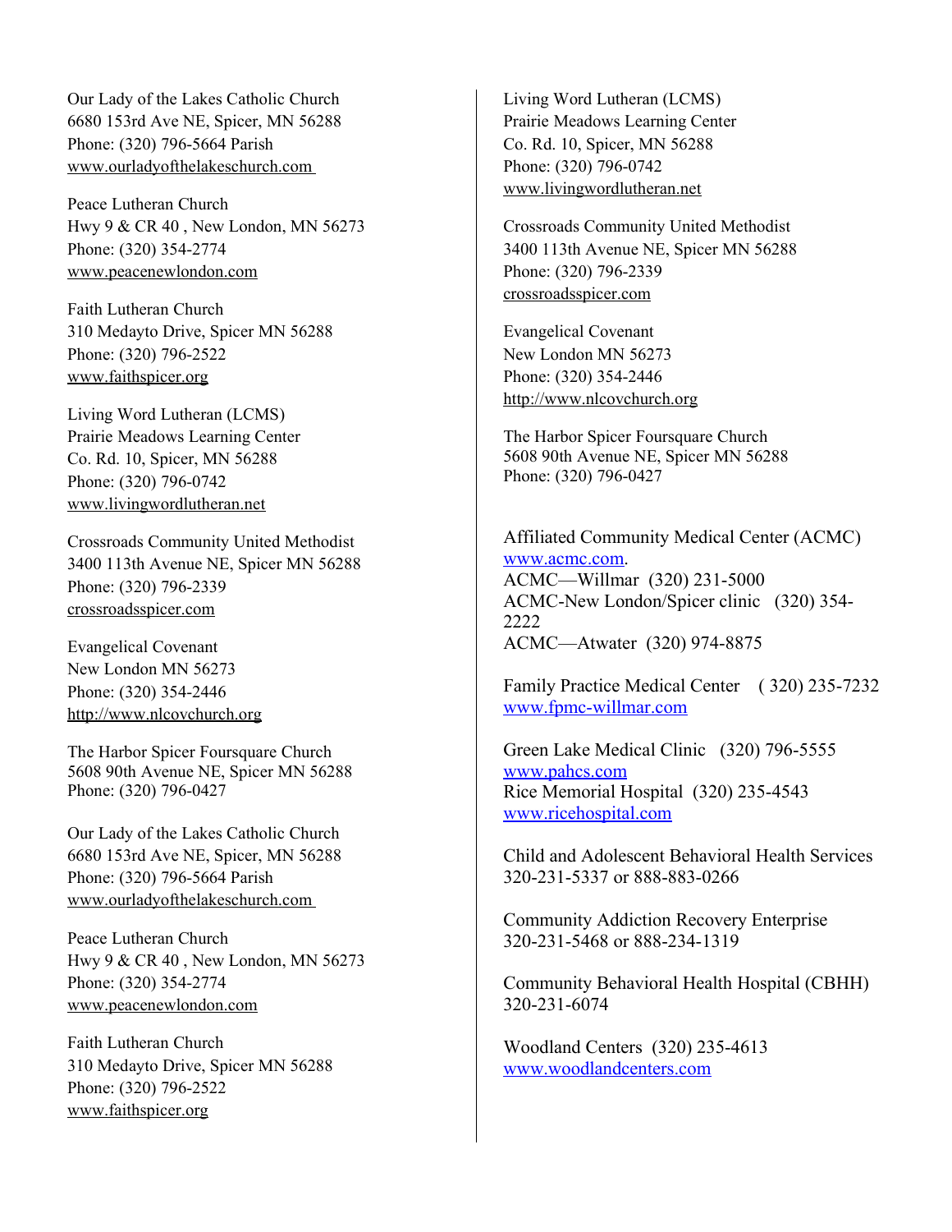Our Lady of the Lakes Catholic Church
6680 153rd Ave NE, Spicer, MN 56288
Phone: (320) 796-5664 Parish
www.ourladyofthelakeschurch.com

Peace Lutheran Church
Hwy 9 & CR 40 , New London, MN 56273
Phone: (320) 354-2774
www.peacenewlondon.com

Faith Lutheran Church
310 Medayto Drive, Spicer MN 56288
Phone: (320) 796-2522
www.faithspicer.org

Living Word Lutheran (LCMS)
Prairie Meadows Learning Center
Co. Rd. 10, Spicer, MN 56288
Phone: (320) 796-0742
www.livingwordlutheran.net

Crossroads Community United Methodist
3400 113th Avenue NE, Spicer MN 56288
Phone: (320) 796-2339
crossroadsspicer.com

Evangelical Covenant
New London MN 56273
Phone: (320) 354-2446
http://www.nlcovchurch.org

The Harbor Spicer Foursquare Church
5608 90th Avenue NE, Spicer MN 56288
Phone: (320) 796-0427

Our Lady of the Lakes Catholic Church
6680 153rd Ave NE, Spicer, MN 56288
Phone: (320) 796-5664 Parish
www.ourladyofthelakeschurch.com

Peace Lutheran Church
Hwy 9 & CR 40 , New London, MN 56273
Phone: (320) 354-2774
www.peacenewlondon.com

Faith Lutheran Church
310 Medayto Drive, Spicer MN 56288
Phone: (320) 796-2522
www.faithspicer.org

Living Word Lutheran (LCMS)
Prairie Meadows Learning Center
Co. Rd. 10, Spicer, MN 56288
Phone: (320) 796-0742
www.livingwordlutheran.net

Crossroads Community United Methodist
3400 113th Avenue NE, Spicer MN 56288
Phone: (320) 796-2339
crossroadsspicer.com

Evangelical Covenant
New London MN 56273
Phone: (320) 354-2446
http://www.nlcovchurch.org

The Harbor Spicer Foursquare Church
5608 90th Avenue NE, Spicer MN 56288
Phone: (320) 796-0427

Affiliated Community Medical Center (ACMC)
www.acmc.com.
ACMC—Willmar (320) 231-5000
ACMC-New London/Spicer clinic (320) 354-2222
ACMC—Atwater (320) 974-8875

Family Practice Medical Center ( 320) 235-7232
www.fpmc-willmar.com

Green Lake Medical Clinic (320) 796-5555
www.pahcs.com
Rice Memorial Hospital (320) 235-4543
www.ricehospital.com

Child and Adolescent Behavioral Health Services
320-231-5337 or 888-883-0266

Community Addiction Recovery Enterprise
320-231-5468 or 888-234-1319

Community Behavioral Health Hospital (CBHH)
320-231-6074

Woodland Centers (320) 235-4613
www.woodlandcenters.com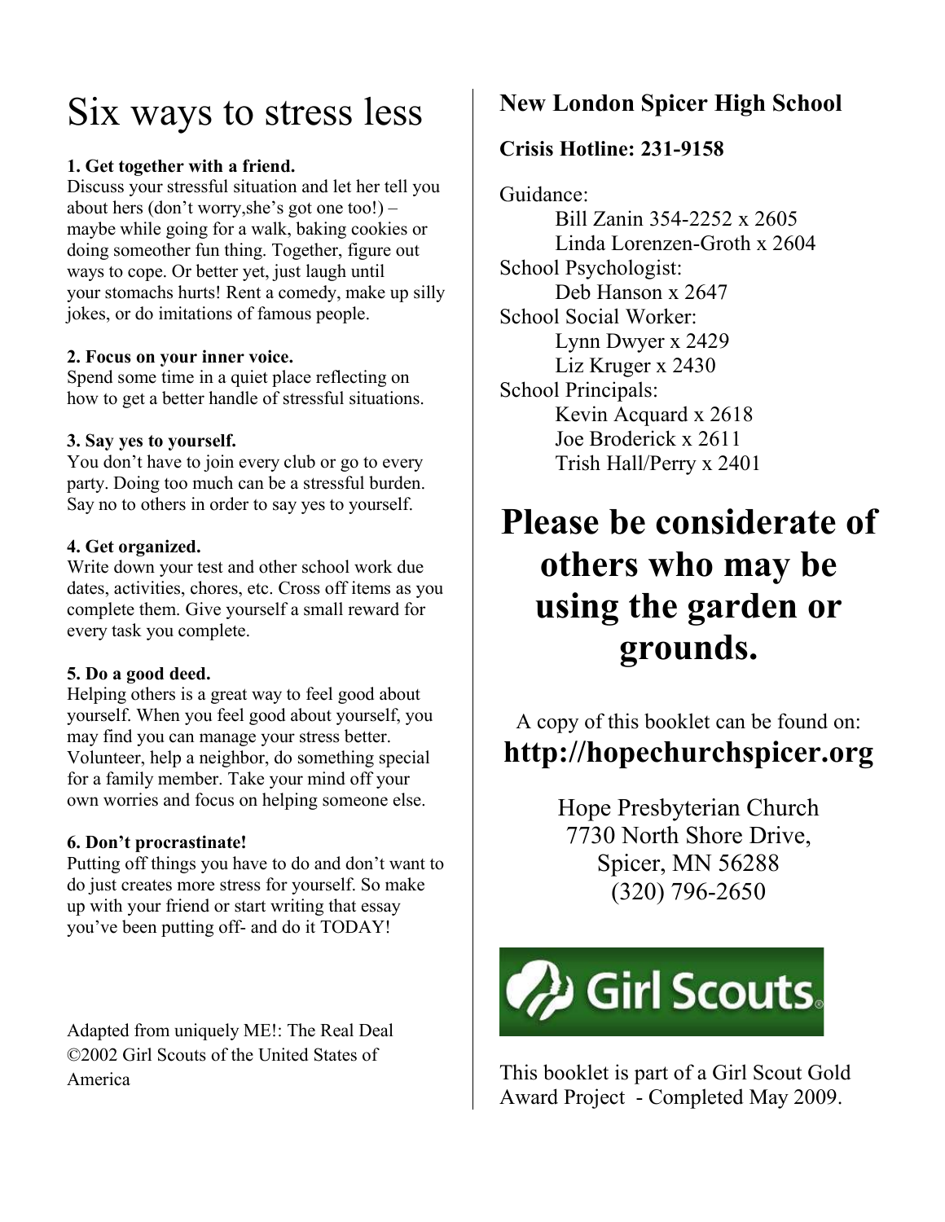# Six ways to stress less

**1. Get together with a friend.**
Discuss your stressful situation and let her tell you about hers (don't worry,she's got one too!) – maybe while going for a walk, baking cookies or doing someother fun thing. Together, figure out ways to cope. Or better yet, just laugh until your stomachs hurts! Rent a comedy, make up silly jokes, or do imitations of famous people.

**2. Focus on your inner voice.**
Spend some time in a quiet place reflecting on how to get a better handle of stressful situations.

**3. Say yes to yourself.**
You don't have to join every club or go to every party. Doing too much can be a stressful burden. Say no to others in order to say yes to yourself.

**4. Get organized.**
Write down your test and other school work due dates, activities, chores, etc. Cross off items as you complete them. Give yourself a small reward for every task you complete.

**5. Do a good deed.**
Helping others is a great way to feel good about yourself. When you feel good about yourself, you may find you can manage your stress better. Volunteer, help a neighbor, do something special for a family member. Take your mind off your own worries and focus on helping someone else.

**6. Don't procrastinate!**
Putting off things you have to do and don't want to do just creates more stress for yourself. So make up with your friend or start writing that essay you've been putting off- and do it TODAY!

Adapted from uniquely ME!: The Real Deal ©2002 Girl Scouts of the United States of America

**New London Spicer High School**

**Crisis Hotline: 231-9158**

Guidance:
- Bill Zanin 354-2252 x 2605
- Linda Lorenzen-Groth x 2604

School Psychologist:
- Deb Hanson x 2647

School Social Worker:
- Lynn Dwyer x 2429
- Liz Kruger x 2430

School Principals:
- Kevin Acquard x 2618
- Joe Broderick x 2611
- Trish Hall/Perry x 2401

# Please be considerate of others who may be using the garden or grounds.

A copy of this booklet can be found on:
**http://hopechurchspicer.org**

Hope Presbyterian Church
7730 North Shore Drive,
Spicer, MN 56288
(320) 796-2650

Girl Scouts

This booklet is part of a Girl Scout Gold Award Project - Completed May 2009.